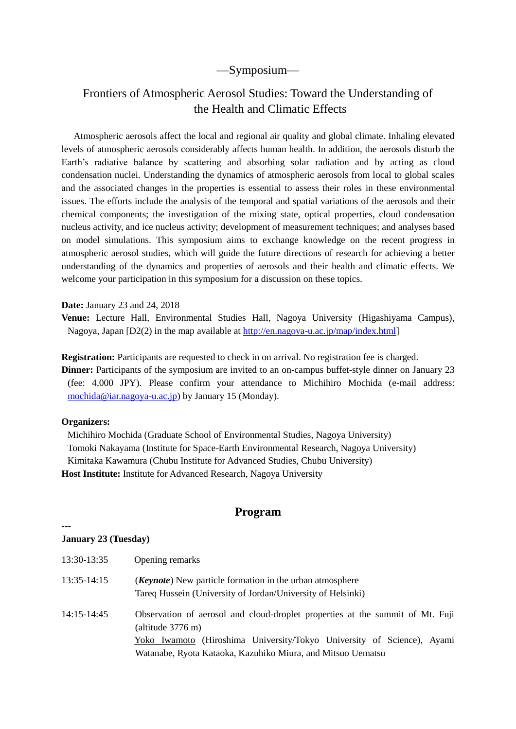—Symposium—

# Frontiers of Atmospheric Aerosol Studies: Toward the Understanding of the Health and Climatic Effects

Atmospheric aerosols affect the local and regional air quality and global climate. Inhaling elevated levels of atmospheric aerosols considerably affects human health. In addition, the aerosols disturb the Earth's radiative balance by scattering and absorbing solar radiation and by acting as cloud condensation nuclei. Understanding the dynamics of atmospheric aerosols from local to global scales and the associated changes in the properties is essential to assess their roles in these environmental issues. The efforts include the analysis of the temporal and spatial variations of the aerosols and their chemical components; the investigation of the mixing state, optical properties, cloud condensation nucleus activity, and ice nucleus activity; development of measurement techniques; and analyses based on model simulations. This symposium aims to exchange knowledge on the recent progress in atmospheric aerosol studies, which will guide the future directions of research for achieving a better understanding of the dynamics and properties of aerosols and their health and climatic effects. We welcome your participation in this symposium for a discussion on these topics.

**Date:** January 23 and 24, 2018

**Venue:** Lecture Hall, Environmental Studies Hall, Nagoya University (Higashiyama Campus), Nagoya, Japan [D2(2) in the map available at http://en.nagoya-u.ac.jp/map/index.html]

**Registration:** Participants are requested to check in on arrival. No registration fee is charged.

**Dinner:** Participants of the symposium are invited to an on-campus buffet-style dinner on January 23 (fee: 4,000 JPY). Please confirm your attendance to Michihiro Mochida (e-mail address: mochida@iar.nagoya-u.ac.jp) by January 15 (Monday).

**Organizers:**

Michihiro Mochida (Graduate School of Environmental Studies, Nagoya University)
Tomoki Nakayama (Institute for Space-Earth Environmental Research, Nagoya University)
Kimitaka Kawamura (Chubu Institute for Advanced Studies, Chubu University)

**Host Institute:** Institute for Advanced Research, Nagoya University

## Program

---

**January 23 (Tuesday)**

13:30-13:35 Opening remarks

13:35-14:15 (***Keynote***) New particle formation in the urban atmosphere
Tareq Hussein (University of Jordan/University of Helsinki)

14:15-14:45 Observation of aerosol and cloud-droplet properties at the summit of Mt. Fuji (altitude 3776 m)
Yoko Iwamoto (Hiroshima University/Tokyo University of Science), Ayami Watanabe, Ryota Kataoka, Kazuhiko Miura, and Mitsuo Uematsu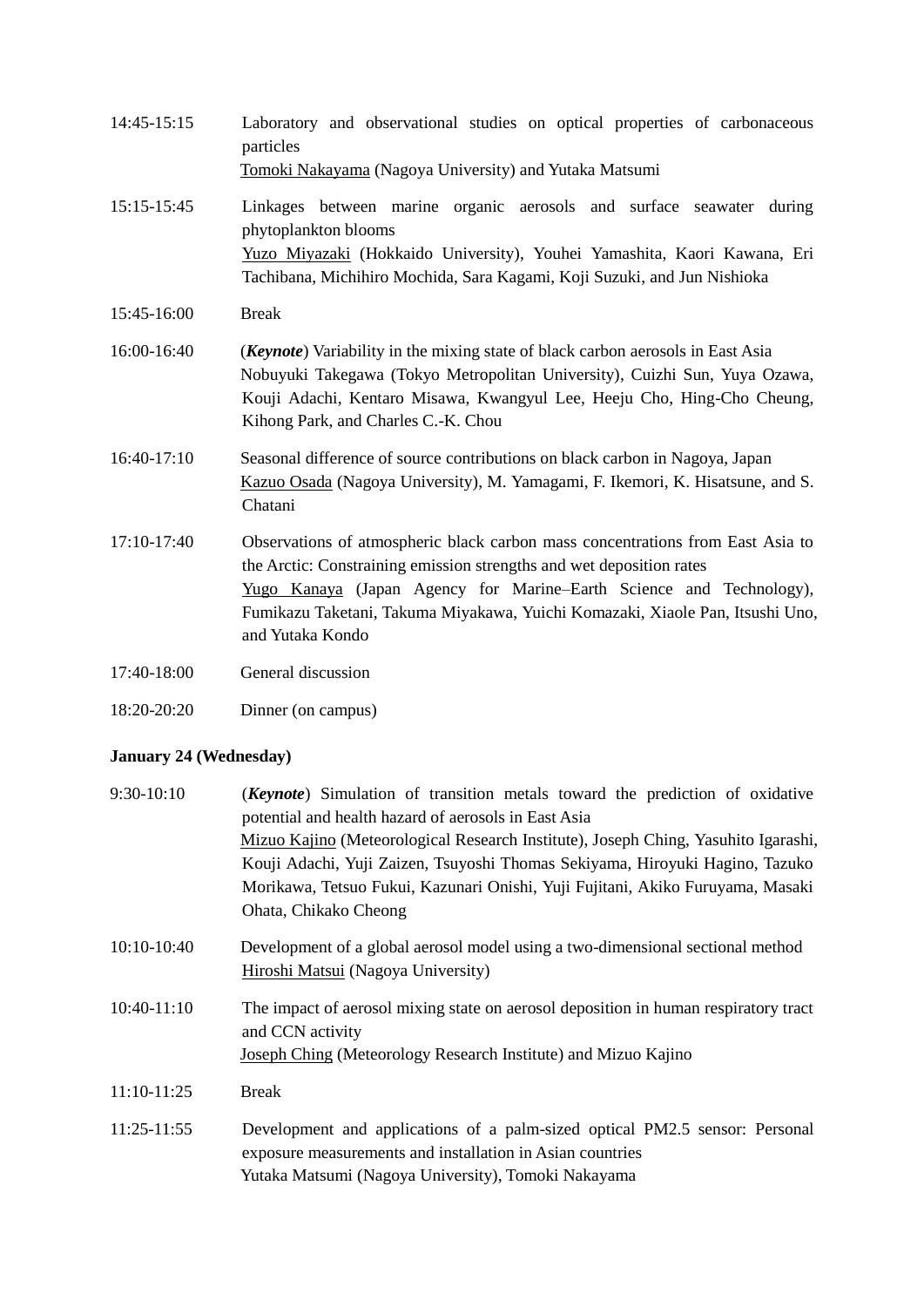14:45-15:15 Laboratory and observational studies on optical properties of carbonaceous particles
Tomoki Nakayama (Nagoya University) and Yutaka Matsumi

15:15-15:45 Linkages between marine organic aerosols and surface seawater during phytoplankton blooms
Yuzo Miyazaki (Hokkaido University), Youhei Yamashita, Kaori Kawana, Eri Tachibana, Michihiro Mochida, Sara Kagami, Koji Suzuki, and Jun Nishioka

15:45-16:00 Break

16:00-16:40 (***Keynote***) Variability in the mixing state of black carbon aerosols in East Asia
Nobuyuki Takegawa (Tokyo Metropolitan University), Cuizhi Sun, Yuya Ozawa, Kouji Adachi, Kentaro Misawa, Kwangyul Lee, Heeju Cho, Hing-Cho Cheung, Kihong Park, and Charles C.-K. Chou

16:40-17:10 Seasonal difference of source contributions on black carbon in Nagoya, Japan
Kazuo Osada (Nagoya University), M. Yamagami, F. Ikemori, K. Hisatsune, and S. Chatani

17:10-17:40 Observations of atmospheric black carbon mass concentrations from East Asia to the Arctic: Constraining emission strengths and wet deposition rates
Yugo Kanaya (Japan Agency for Marine–Earth Science and Technology), Fumikazu Taketani, Takuma Miyakawa, Yuichi Komazaki, Xiaole Pan, Itsushi Uno, and Yutaka Kondo

17:40-18:00 General discussion

18:20-20:20 Dinner (on campus)

**January 24 (Wednesday)**

9:30-10:10 (***Keynote***) Simulation of transition metals toward the prediction of oxidative potential and health hazard of aerosols in East Asia
Mizuo Kajino (Meteorological Research Institute), Joseph Ching, Yasuhito Igarashi, Kouji Adachi, Yuji Zaizen, Tsuyoshi Thomas Sekiyama, Hiroyuki Hagino, Tazuko Morikawa, Tetsuo Fukui, Kazunari Onishi, Yuji Fujitani, Akiko Furuyama, Masaki Ohata, Chikako Cheong

10:10-10:40 Development of a global aerosol model using a two-dimensional sectional method
Hiroshi Matsui (Nagoya University)

10:40-11:10 The impact of aerosol mixing state on aerosol deposition in human respiratory tract and CCN activity
Joseph Ching (Meteorology Research Institute) and Mizuo Kajino

11:10-11:25 Break

11:25-11:55 Development and applications of a palm-sized optical PM2.5 sensor: Personal exposure measurements and installation in Asian countries
Yutaka Matsumi (Nagoya University), Tomoki Nakayama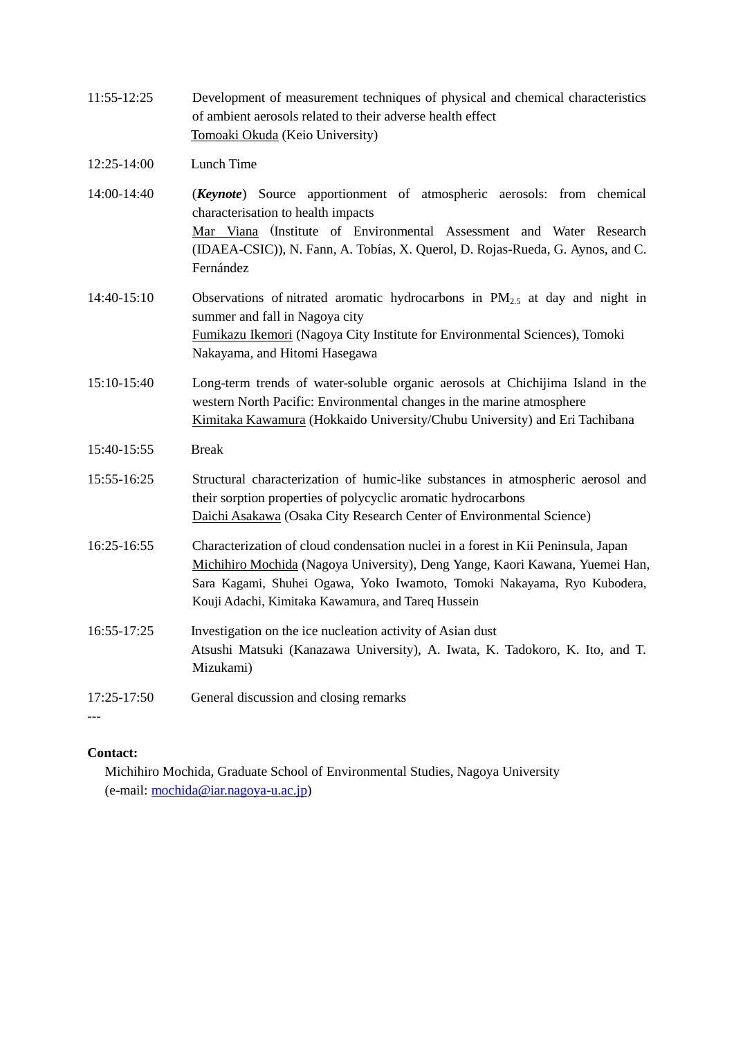| | |
|---|---|
| 11:55-12:25 | Development of measurement techniques of physical and chemical characteristics of ambient aerosols related to their adverse health effect<br>Tomoaki Okuda (Keio University) |
| 12:25-14:00 | Lunch Time |
| 14:00-14:40 | (***Keynote***) Source apportionment of atmospheric aerosols: from chemical characterisation to health impacts<br>Mar Viana (Institute of Environmental Assessment and Water Research (IDAEA-CSIC)), N. Fann, A. Tobías, X. Querol, D. Rojas-Rueda, G. Aynos, and C. Fernández |
| 14:40-15:10 | Observations of nitrated aromatic hydrocarbons in $PM_{2.5}$ at day and night in summer and fall in Nagoya city<br>Fumikazu Ikemori (Nagoya City Institute for Environmental Sciences), Tomoki Nakayama, and Hitomi Hasegawa |
| 15:10-15:40 | Long-term trends of water-soluble organic aerosols at Chichijima Island in the western North Pacific: Environmental changes in the marine atmosphere<br>Kimitaka Kawamura (Hokkaido University/Chubu University) and Eri Tachibana |
| 15:40-15:55 | Break |
| 15:55-16:25 | Structural characterization of humic-like substances in atmospheric aerosol and their sorption properties of polycyclic aromatic hydrocarbons<br>Daichi Asakawa (Osaka City Research Center of Environmental Science) |
| 16:25-16:55 | Characterization of cloud condensation nuclei in a forest in Kii Peninsula, Japan<br>Michihiro Mochida (Nagoya University), Deng Yange, Kaori Kawana, Yuemei Han, Sara Kagami, Shuhei Ogawa, Yoko Iwamoto, Tomoki Nakayama, Ryo Kubodera, Kouji Adachi, Kimitaka Kawamura, and Tareq Hussein |
| 16:55-17:25 | Investigation on the ice nucleation activity of Asian dust<br>Atsushi Matsuki (Kanazawa University), A. Iwata, K. Tadokoro, K. Ito, and T. Mizukami) |
| 17:25-17:50 | General discussion and closing remarks |

---

**Contact:**

Michihiro Mochida, Graduate School of Environmental Studies, Nagoya University
(e-mail: mochida@iar.nagoya-u.ac.jp)